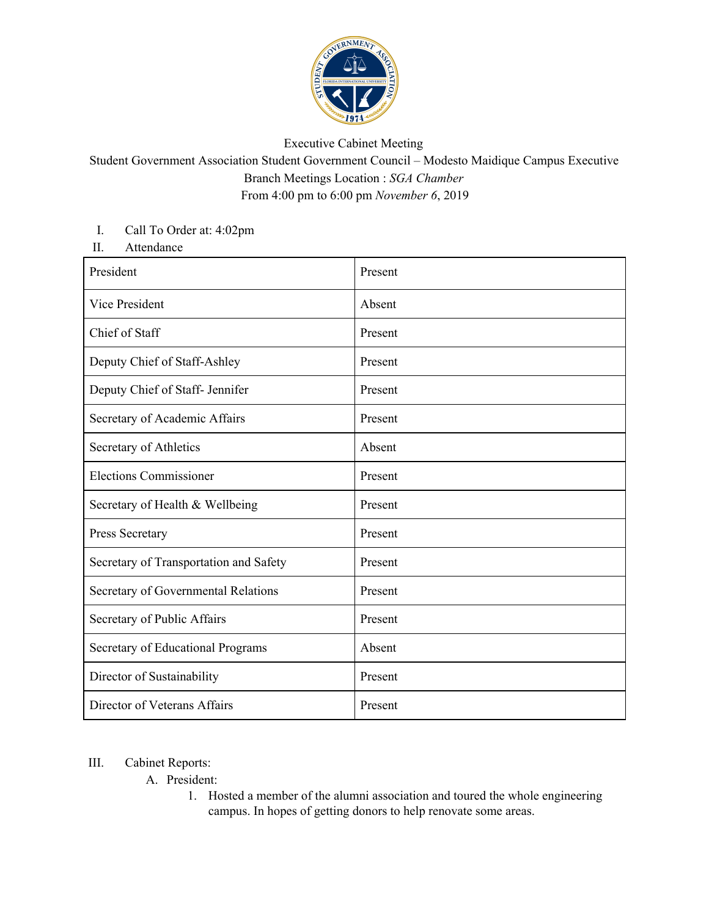Executive Cabinet Meeting

Student Government Association Student Government Council – Modesto Maidique Campus Executive Branch Meetings Location : *SGA Chamber*

From 4:00 pm to 6:00 pm *November 6*, 2019

I. Call To Order at: 4:02pm

II. Attendance

| President | Present |
|---|---|
| Vice President | Absent |
| Chief of Staff | Present |
| Deputy Chief of Staff-Ashley | Present |
| Deputy Chief of Staff- Jennifer | Present |
| Secretary of Academic Affairs | Present |
| Secretary of Athletics | Absent |
| Elections Commissioner | Present |
| Secretary of Health & Wellbeing | Present |
| Press Secretary | Present |
| Secretary of Transportation and Safety | Present |
| Secretary of Governmental Relations | Present |
| Secretary of Public Affairs | Present |
| Secretary of Educational Programs | Absent |
| Director of Sustainability | Present |
| Director of Veterans Affairs | Present |

III. Cabinet Reports:

A. President:

1. Hosted a member of the alumni association and toured the whole engineering campus. In hopes of getting donors to help renovate some areas.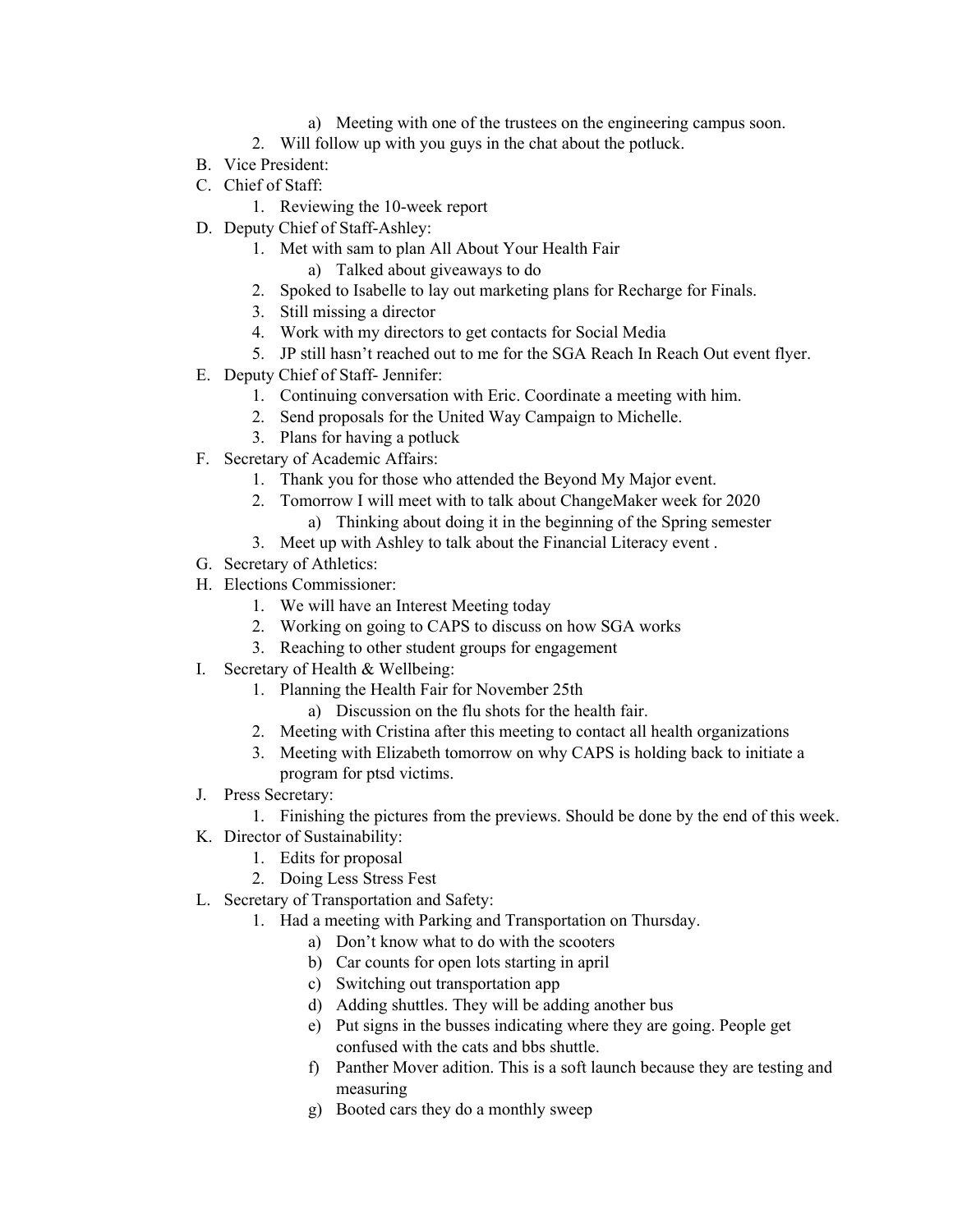a) Meeting with one of the trustees on the engineering campus soon.
    2. Will follow up with you guys in the chat about the potluck.

B. Vice President:

C. Chief of Staff:
    1. Reviewing the 10-week report

D. Deputy Chief of Staff-Ashley:
    1. Met with sam to plan All About Your Health Fair
        a) Talked about giveaways to do
    2. Spoked to Isabelle to lay out marketing plans for Recharge for Finals.
    3. Still missing a director
    4. Work with my directors to get contacts for Social Media
    5. JP still hasn't reached out to me for the SGA Reach In Reach Out event flyer.

E. Deputy Chief of Staff- Jennifer:
    1. Continuing conversation with Eric. Coordinate a meeting with him.
    2. Send proposals for the United Way Campaign to Michelle.
    3. Plans for having a potluck

F. Secretary of Academic Affairs:
    1. Thank you for those who attended the Beyond My Major event.
    2. Tomorrow I will meet with to talk about ChangeMaker week for 2020
        a) Thinking about doing it in the beginning of the Spring semester
    3. Meet up with Ashley to talk about the Financial Literacy event .

G. Secretary of Athletics:

H. Elections Commissioner:
    1. We will have an Interest Meeting today
    2. Working on going to CAPS to discuss on how SGA works
    3. Reaching to other student groups for engagement

I. Secretary of Health & Wellbeing:
    1. Planning the Health Fair for November 25th
        a) Discussion on the flu shots for the health fair.
    2. Meeting with Cristina after this meeting to contact all health organizations
    3. Meeting with Elizabeth tomorrow on why CAPS is holding back to initiate a program for ptsd victims.

J. Press Secretary:
    1. Finishing the pictures from the previews. Should be done by the end of this week.

K. Director of Sustainability:
    1. Edits for proposal
    2. Doing Less Stress Fest

L. Secretary of Transportation and Safety:
    1. Had a meeting with Parking and Transportation on Thursday.
        a) Don't know what to do with the scooters
        b) Car counts for open lots starting in april
        c) Switching out transportation app
        d) Adding shuttles. They will be adding another bus
        e) Put signs in the busses indicating where they are going. People get confused with the cats and bbs shuttle.
        f) Panther Mover adition. This is a soft launch because they are testing and measuring
        g) Booted cars they do a monthly sweep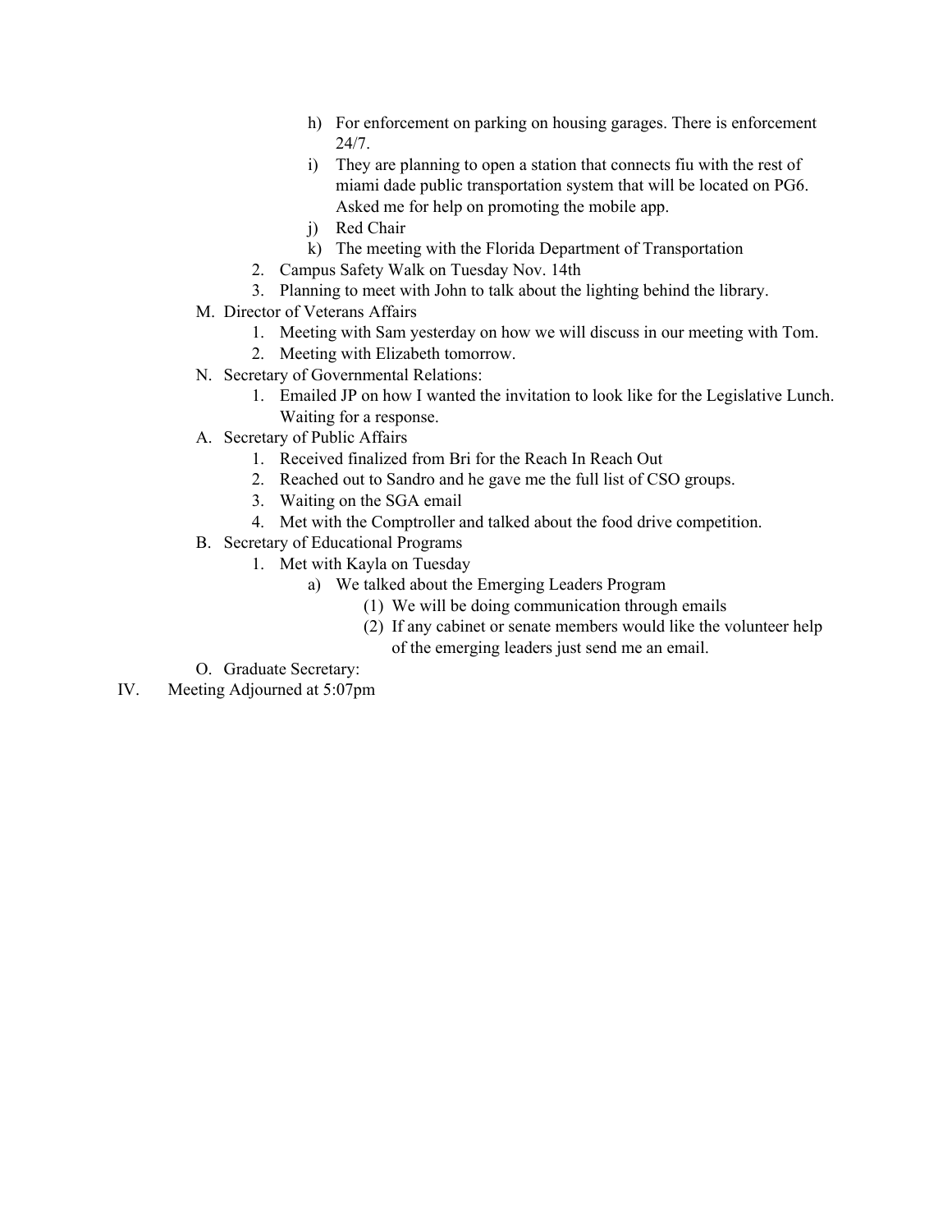h) For enforcement on parking on housing garages. There is enforcement 24/7.
i) They are planning to open a station that connects fiu with the rest of miami dade public transportation system that will be located on PG6. Asked me for help on promoting the mobile app.
j) Red Chair
k) The meeting with the Florida Department of Transportation

2. Campus Safety Walk on Tuesday Nov. 14th
3. Planning to meet with John to talk about the lighting behind the library.

M. Director of Veterans Affairs
1. Meeting with Sam yesterday on how we will discuss in our meeting with Tom.
2. Meeting with Elizabeth tomorrow.

N. Secretary of Governmental Relations:
1. Emailed JP on how I wanted the invitation to look like for the Legislative Lunch. Waiting for a response.

A. Secretary of Public Affairs
1. Received finalized from Bri for the Reach In Reach Out
2. Reached out to Sandro and he gave me the full list of CSO groups.
3. Waiting on the SGA email
4. Met with the Comptroller and talked about the food drive competition.

B. Secretary of Educational Programs
1. Met with Kayla on Tuesday
   a) We talked about the Emerging Leaders Program
      (1) We will be doing communication through emails
      (2) If any cabinet or senate members would like the volunteer help of the emerging leaders just send me an email.

O. Graduate Secretary:

IV. Meeting Adjourned at 5:07pm